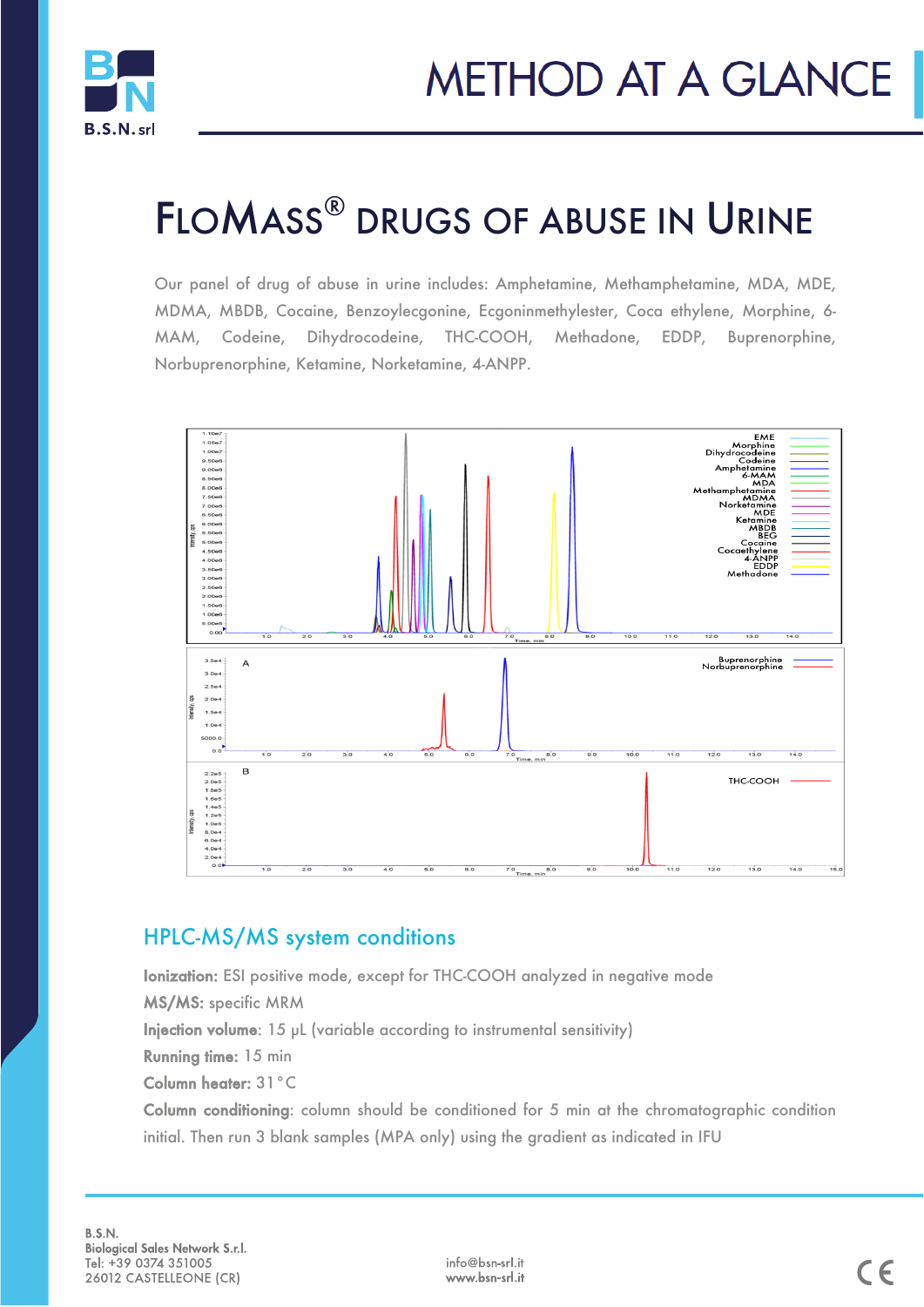# METHOD AT A GLANCE

# FLOMASS® DRUGS OF ABUSE IN URINE

Our panel of drug of abuse in urine includes: Amphetamine, Methamphetamine, MDA, MDE, MDMA, MBDB, Cocaine, Benzoylecgonine, Ecgoninmethylester, Coca ethylene, Morphine, 6-MAM, Codeine, Dihydrocodeine, THC-COOH, Methadone, EDDP, Buprenorphine, Norbuprenorphine, Ketamine, Norketamine, 4-ANPP.

## HPLC-MS/MS system conditions

**Ionization:** ESI positive mode, except for THC-COOH analyzed in negative mode

**MS/MS:** specific MRM

**Injection volume**: 15 µL (variable according to instrumental sensitivity)

**Running time:** 15 min

**Column heater:** 31 °C

**Column conditioning**: column should be conditioned for 5 min at the chromatographic condition initial. Then run 3 blank samples (MPA only) using the gradient as indicated in IFU

B.S.N.
Biological Sales Network S.r.l.
Tel: +39 0374 351005
26012 CASTELLEONE (CR)

info@bsn-srl.it
www.bsn-srl.it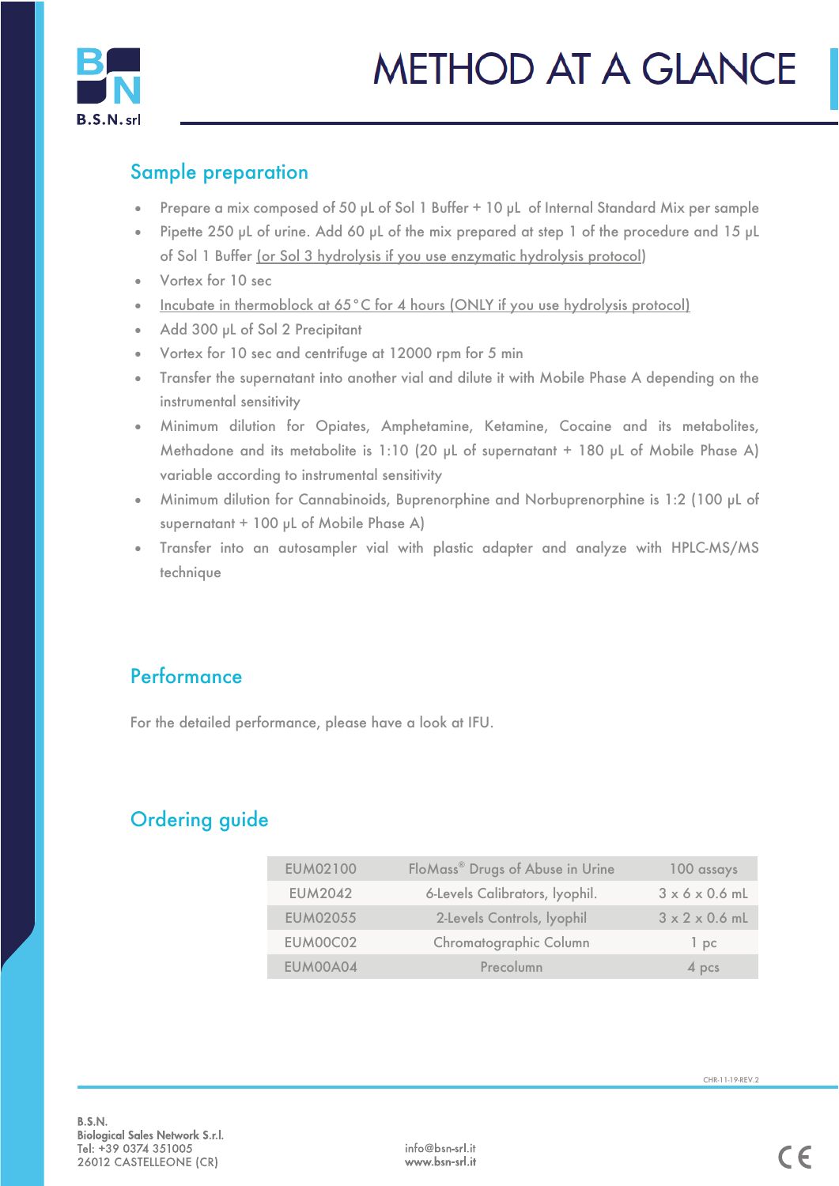# METHOD AT A GLANCE

## Sample preparation

- Prepare a mix composed of 50 µL of Sol 1 Buffer + 10 µL of Internal Standard Mix per sample
- Pipette 250 µL of urine. Add 60 µL of the mix prepared at step 1 of the procedure and 15 µL of Sol 1 Buffer (or Sol 3 hydrolysis if you use enzymatic hydrolysis protocol)
- Vortex for 10 sec
- Incubate in thermoblock at 65°C for 4 hours (ONLY if you use hydrolysis protocol)
- Add 300 µL of Sol 2 Precipitant
- Vortex for 10 sec and centrifuge at 12000 rpm for 5 min
- Transfer the supernatant into another vial and dilute it with Mobile Phase A depending on the instrumental sensitivity
- Minimum dilution for Opiates, Amphetamine, Ketamine, Cocaine and its metabolites, Methadone and its metabolite is 1:10 (20 µL of supernatant + 180 µL of Mobile Phase A) variable according to instrumental sensitivity
- Minimum dilution for Cannabinoids, Buprenorphine and Norbuprenorphine is 1:2 (100 µL of supernatant + 100 µL of Mobile Phase A)
- Transfer into an autosampler vial with plastic adapter and analyze with HPLC-MS/MS technique

## Performance

For the detailed performance, please have a look at IFU.

## Ordering guide

| | | |
|---|---|---|
| EUM02100 | FloMass® Drugs of Abuse in Urine | 100 assays |
| EUM2042 | 6-Levels Calibrators, lyophil. | 3 x 6 x 0.6 mL |
| EUM02055 | 2-Levels Controls, lyophil | 3 x 2 x 0.6 mL |
| EUM00C02 | Chromatographic Column | 1 pc |
| EUM00A04 | Precolumn | 4 pcs |

CHR-11-19-REV.2

B.S.N.
Biological Sales Network S.r.l.
Tel: +39 0374 351005
26012 CASTELLEONE (CR)

info@bsn-srl.it
www.bsn-srl.it